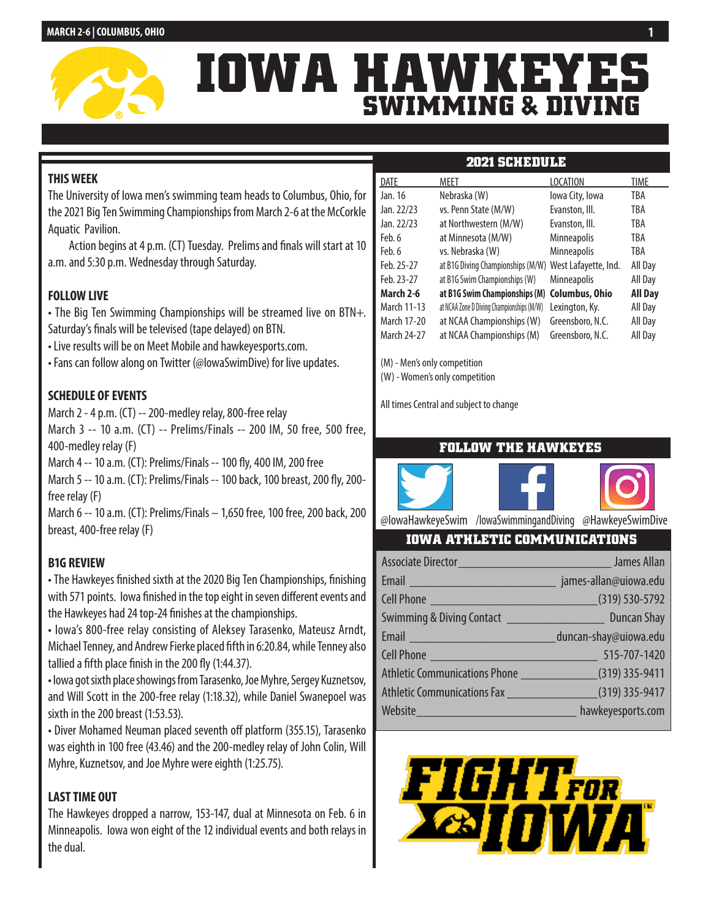# IOWA HAWKEYES
## SWIMMING & DIVING

MARCH 2-6 | COLUMBUS, OHIO

### THIS WEEK

The University of Iowa men's swimming team heads to Columbus, Ohio, for the 2021 Big Ten Swimming Championships from March 2-6 at the McCorkle Aquatic Pavilion.

Action begins at 4 p.m. (CT) Tuesday. Prelims and finals will start at 10 a.m. and 5:30 p.m. Wednesday through Saturday.

### FOLLOW LIVE

- The Big Ten Swimming Championships will be streamed live on BTN+. Saturday's finals will be televised (tape delayed) on BTN.
- Live results will be on Meet Mobile and hawkeyesports.com.
- Fans can follow along on Twitter (@IowaSwimDive) for live updates.

### SCHEDULE OF EVENTS

March 2 - 4 p.m. (CT) -- 200-medley relay, 800-free relay
March 3 -- 10 a.m. (CT) -- Prelims/Finals -- 200 IM, 50 free, 500 free, 400-medley relay (F)
March 4 -- 10 a.m. (CT): Prelims/Finals -- 100 fly, 400 IM, 200 free
March 5 -- 10 a.m. (CT): Prelims/Finals -- 100 back, 100 breast, 200 fly, 200-free relay (F)
March 6 -- 10 a.m. (CT): Prelims/Finals – 1,650 free, 100 free, 200 back, 200 breast, 400-free relay (F)

### B1G REVIEW

- The Hawkeyes finished sixth at the 2020 Big Ten Championships, finishing with 571 points. Iowa finished in the top eight in seven different events and the Hawkeyes had 24 top-24 finishes at the championships.
- Iowa's 800-free relay consisting of Aleksey Tarasenko, Mateusz Arndt, Michael Tenney, and Andrew Fierke placed fifth in 6:20.84, while Tenney also tallied a fifth place finish in the 200 fly (1:44.37).
- Iowa got sixth place showings from Tarasenko, Joe Myhre, Sergey Kuznetsov, and Will Scott in the 200-free relay (1:18.32), while Daniel Swanepoel was sixth in the 200 breast (1:53.53).
- Diver Mohamed Neuman placed seventh off platform (355.15), Tarasenko was eighth in 100 free (43.46) and the 200-medley relay of John Colin, Will Myhre, Kuznetsov, and Joe Myhre were eighth (1:25.75).

### LAST TIME OUT

The Hawkeyes dropped a narrow, 153-147, dual at Minnesota on Feb. 6 in Minneapolis. Iowa won eight of the 12 individual events and both relays in the dual.

### 2021 SCHEDULE

| DATE | MEET | LOCATION | TIME |
|---|---|---|---|
| Jan. 16 | Nebraska (W) | Iowa City, Iowa | TBA |
| Jan. 22/23 | vs. Penn State (M/W) | Evanston, Ill. | TBA |
| Jan. 22/23 | at Northwestern (M/W) | Evanston, Ill. | TBA |
| Feb. 6 | at Minnesota (M/W) | Minneapolis | TBA |
| Feb. 6 | vs. Nebraska (W) | Minneapolis | TBA |
| Feb. 25-27 | at B1G Diving Championships (M/W) | West Lafayette, Ind. | All Day |
| Feb. 23-27 | at B1G Swim Championships (W) | Minneapolis | All Day |
| **March 2-6** | **at B1G Swim Championships (M)** | **Columbus, Ohio** | **All Day** |
| March 11-13 | at NCAA Zone D Diving Championships (M/W) | Lexington, Ky. | All Day |
| March 17-20 | at NCAA Championships (W) | Greensboro, N.C. | All Day |
| March 24-27 | at NCAA Championships (M) | Greensboro, N.C. | All Day |

(M) - Men's only competition
(W) - Women's only competition

All times Central and subject to change

### FOLLOW THE HAWKEYES

@IowaHawkeyeSwim /IowaSwimmingandDiving @HawkeyeSwimDive

### IOWA ATHLETIC COMMUNICATIONS

| | |
|---|---|
| Associate Director | James Allan |
| Email | james-allan@uiowa.edu |
| Cell Phone | (319) 530-5792 |
| Swimming & Diving Contact | Duncan Shay |
| Email | duncan-shay@uiowa.edu |
| Cell Phone | 515-707-1420 |
| Athletic Communications Phone | (319) 335-9411 |
| Athletic Communications Fax | (319) 335-9417 |
| Website | hawkeyesports.com |

FIGHT FOR IOWA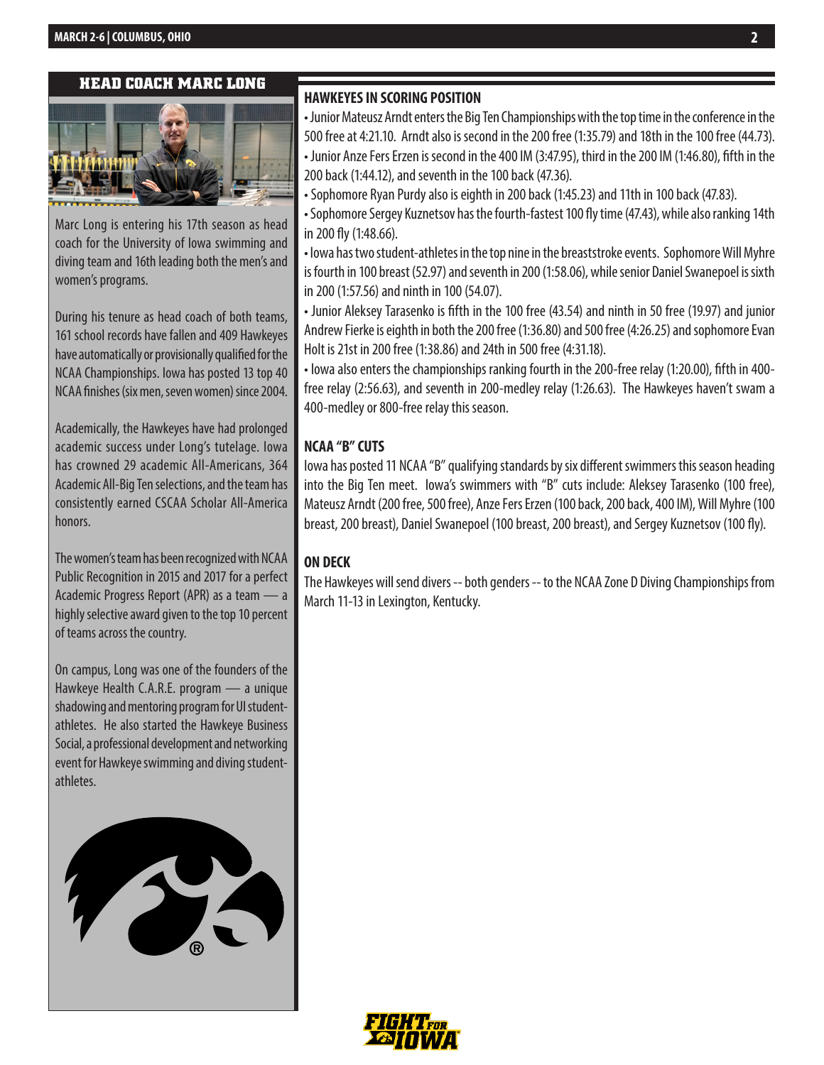## HEAD COACH MARC LONG

Marc Long is entering his 17th season as head coach for the University of Iowa swimming and diving team and 16th leading both the men's and women's programs.

During his tenure as head coach of both teams, 161 school records have fallen and 409 Hawkeyes have automatically or provisionally qualified for the NCAA Championships. Iowa has posted 13 top 40 NCAA finishes (six men, seven women) since 2004.

Academically, the Hawkeyes have had prolonged academic success under Long's tutelage. Iowa has crowned 29 academic All-Americans, 364 Academic All-Big Ten selections, and the team has consistently earned CSCAA Scholar All-America honors.

The women's team has been recognized with NCAA Public Recognition in 2015 and 2017 for a perfect Academic Progress Report (APR) as a team — a highly selective award given to the top 10 percent of teams across the country.

On campus, Long was one of the founders of the Hawkeye Health C.A.R.E. program — a unique shadowing and mentoring program for UI student-athletes. He also started the Hawkeye Business Social, a professional development and networking event for Hawkeye swimming and diving student-athletes.

## HAWKEYES IN SCORING POSITION

- Junior Mateusz Arndt enters the Big Ten Championships with the top time in the conference in the 500 free at 4:21.10. Arndt also is second in the 200 free (1:35.79) and 18th in the 100 free (44.73).
- Junior Anze Fers Erzen is second in the 400 IM (3:47.95), third in the 200 IM (1:46.80), fifth in the 200 back (1:44.12), and seventh in the 100 back (47.36).
- Sophomore Ryan Purdy also is eighth in 200 back (1:45.23) and 11th in 100 back (47.83).
- Sophomore Sergey Kuznetsov has the fourth-fastest 100 fly time (47.43), while also ranking 14th in 200 fly (1:48.66).
- Iowa has two student-athletes in the top nine in the breaststroke events. Sophomore Will Myhre is fourth in 100 breast (52.97) and seventh in 200 (1:58.06), while senior Daniel Swanepoel is sixth in 200 (1:57.56) and ninth in 100 (54.07).
- Junior Aleksey Tarasenko is fifth in the 100 free (43.54) and ninth in 50 free (19.97) and junior Andrew Fierke is eighth in both the 200 free (1:36.80) and 500 free (4:26.25) and sophomore Evan Holt is 21st in 200 free (1:38.86) and 24th in 500 free (4:31.18).
- Iowa also enters the championships ranking fourth in the 200-free relay (1:20.00), fifth in 400-free relay (2:56.63), and seventh in 200-medley relay (1:26.63). The Hawkeyes haven't swam a 400-medley or 800-free relay this season.

## NCAA "B" CUTS

Iowa has posted 11 NCAA "B" qualifying standards by six different swimmers this season heading into the Big Ten meet. Iowa's swimmers with "B" cuts include: Aleksey Tarasenko (100 free), Mateusz Arndt (200 free, 500 free), Anze Fers Erzen (100 back, 200 back, 400 IM), Will Myhre (100 breast, 200 breast), Daniel Swanepoel (100 breast, 200 breast), and Sergey Kuznetsov (100 fly).

## ON DECK

The Hawkeyes will send divers -- both genders -- to the NCAA Zone D Diving Championships from March 11-13 in Lexington, Kentucky.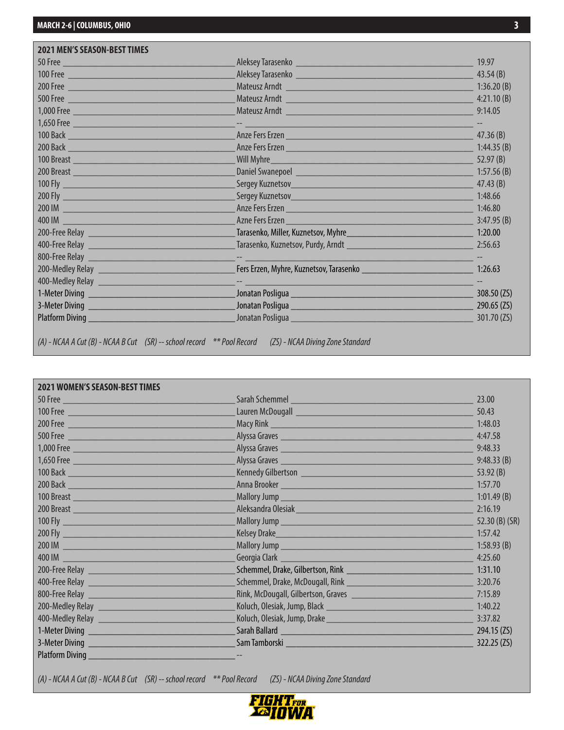## 2021 MEN'S SEASON-BEST TIMES

| Event | Swimmer | Time |
|---|---|---|
| 50 Free | Aleksey Tarasenko | 19.97 |
| 100 Free | Aleksey Tarasenko | 43.54 (B) |
| 200 Free | Mateusz Arndt | 1:36.20 (B) |
| 500 Free | Mateusz Arndt | 4:21.10 (B) |
| 1,000 Free | Mateusz Arndt | 9:14.05 |
| 1,650 Free | -- | -- |
| 100 Back | Anze Fers Erzen | 47.36 (B) |
| 200 Back | Anze Fers Erzen | 1:44.35 (B) |
| 100 Breast | Will Myhre | 52.97 (B) |
| 200 Breast | Daniel Swanepoel | 1:57.56 (B) |
| 100 Fly | Sergey Kuznetsov | 47.43 (B) |
| 200 Fly | Sergey Kuznetsov | 1:48.66 |
| 200 IM | Anze Fers Erzen | 1:46.80 |
| 400 IM | Azne Fers Erzen | 3:47.95 (B) |
| 200-Free Relay | Tarasenko, Miller, Kuznetsov, Myhre | 1:20.00 |
| 400-Free Relay | Tarasenko, Kuznetsov, Purdy, Arndt | 2:56.63 |
| 800-Free Relay | -- | -- |
| 200-Medley Relay | Fers Erzen, Myhre, Kuznetsov, Tarasenko | 1:26.63 |
| 400-Medley Relay | -- | -- |
| 1-Meter Diving | Jonatan Posligua | 308.50 (ZS) |
| 3-Meter Diving | Jonatan Posligua | 290.65 (ZS) |
| Platform Diving | Jonatan Posligua | 301.70 (ZS) |

*(A) - NCAA A Cut (B) - NCAA B Cut (SR) -- school record ** Pool Record (ZS) - NCAA Diving Zone Standard*

## 2021 WOMEN'S SEASON-BEST TIMES

| Event | Swimmer | Time |
|---|---|---|
| 50 Free | Sarah Schemmel | 23.00 |
| 100 Free | Lauren McDougall | 50.43 |
| 200 Free | Macy Rink | 1:48.03 |
| 500 Free | Alyssa Graves | 4:47.58 |
| 1,000 Free | Alyssa Graves | 9:48.33 |
| 1,650 Free | Alyssa Graves | 9:48.33 (B) |
| 100 Back | Kennedy Gilbertson | 53.92 (B) |
| 200 Back | Anna Brooker | 1:57.70 |
| 100 Breast | Mallory Jump | 1:01.49 (B) |
| 200 Breast | Aleksandra Olesiak | 2:16.19 |
| 100 Fly | Mallory Jump | 52.30 (B) (SR) |
| 200 Fly | Kelsey Drake | 1:57.42 |
| 200 IM | Mallory Jump | 1:58.93 (B) |
| 400 IM | Georgia Clark | 4:25.60 |
| 200-Free Relay | Schemmel, Drake, Gilbertson, Rink | 1:31.10 |
| 400-Free Relay | Schemmel, Drake, McDougall, Rink | 3:20.76 |
| 800-Free Relay | Rink, McDougall, Gilbertson, Graves | 7:15.89 |
| 200-Medley Relay | Koluch, Olesiak, Jump, Black | 1:40.22 |
| 400-Medley Relay | Koluch, Olesiak, Jump, Drake | 3:37.82 |
| 1-Meter Diving | Sarah Ballard | 294.15 (ZS) |
| 3-Meter Diving | Sam Tamborski | 322.25 (ZS) |
| Platform Diving | -- | |

*(A) - NCAA A Cut (B) - NCAA B Cut (SR) -- school record ** Pool Record (ZS) - NCAA Diving Zone Standard*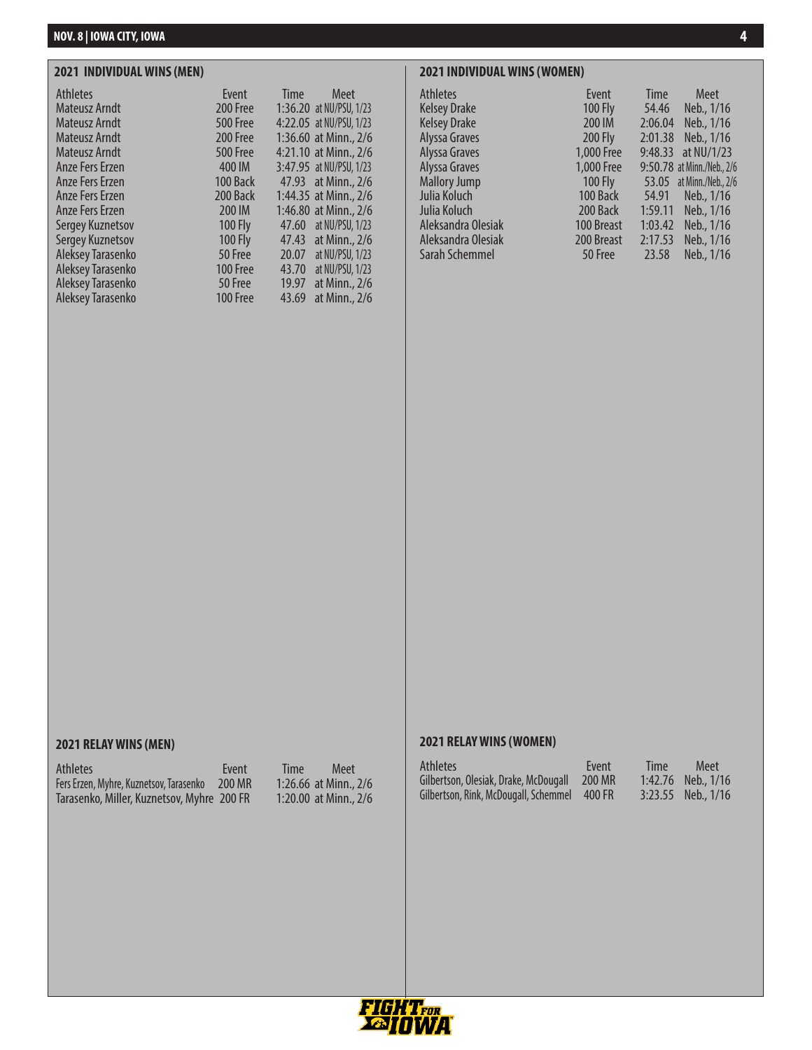## 2021 INDIVIDUAL WINS (MEN)

| Athletes | Event | Time | Meet |
|---|---|---|---|
| Mateusz Arndt | 200 Free | 1:36.20 | at NU/PSU, 1/23 |
| Mateusz Arndt | 500 Free | 4:22.05 | at NU/PSU, 1/23 |
| Mateusz Arndt | 200 Free | 1:36.60 | at Minn., 2/6 |
| Mateusz Arndt | 500 Free | 4:21.10 | at Minn., 2/6 |
| Anze Fers Erzen | 400 IM | 3:47.95 | at NU/PSU, 1/23 |
| Anze Fers Erzen | 100 Back | 47.93 | at Minn., 2/6 |
| Anze Fers Erzen | 200 Back | 1:44.35 | at Minn., 2/6 |
| Anze Fers Erzen | 200 IM | 1:46.80 | at Minn., 2/6 |
| Sergey Kuznetsov | 100 Fly | 47.60 | at NU/PSU, 1/23 |
| Sergey Kuznetsov | 100 Fly | 47.43 | at Minn., 2/6 |
| Aleksey Tarasenko | 50 Free | 20.07 | at NU/PSU, 1/23 |
| Aleksey Tarasenko | 100 Free | 43.70 | at NU/PSU, 1/23 |
| Aleksey Tarasenko | 50 Free | 19.97 | at Minn., 2/6 |
| Aleksey Tarasenko | 100 Free | 43.69 | at Minn., 2/6 |

## 2021 RELAY WINS (MEN)

| Athletes | Event | Time | Meet |
|---|---|---|---|
| Fers Erzen, Myhre, Kuznetsov, Tarasenko | 200 MR | 1:26.66 | at Minn., 2/6 |
| Tarasenko, Miller, Kuznetsov, Myhre | 200 FR | 1:20.00 | at Minn., 2/6 |

## 2021 INDIVIDUAL WINS (WOMEN)

| Athletes | Event | Time | Meet |
|---|---|---|---|
| Kelsey Drake | 100 Fly | 54.46 | Neb., 1/16 |
| Kelsey Drake | 200 IM | 2:06.04 | Neb., 1/16 |
| Alyssa Graves | 200 Fly | 2:01.38 | Neb., 1/16 |
| Alyssa Graves | 1,000 Free | 9:48.33 | at NU/1/23 |
| Alyssa Graves | 1,000 Free | 9:50.78 | at Minn./Neb., 2/6 |
| Mallory Jump | 100 Fly | 53.05 | at Minn./Neb., 2/6 |
| Julia Koluch | 100 Back | 54.91 | Neb., 1/16 |
| Julia Koluch | 200 Back | 1:59.11 | Neb., 1/16 |
| Aleksandra Olesiak | 100 Breast | 1:03.42 | Neb., 1/16 |
| Aleksandra Olesiak | 200 Breast | 2:17.53 | Neb., 1/16 |
| Sarah Schemmel | 50 Free | 23.58 | Neb., 1/16 |

## 2021 RELAY WINS (WOMEN)

| Athletes | Event | Time | Meet |
|---|---|---|---|
| Gilbertson, Olesiak, Drake, McDougall | 200 MR | 1:42.76 | Neb., 1/16 |
| Gilbertson, Rink, McDougall, Schemmel | 400 FR | 3:23.55 | Neb., 1/16 |